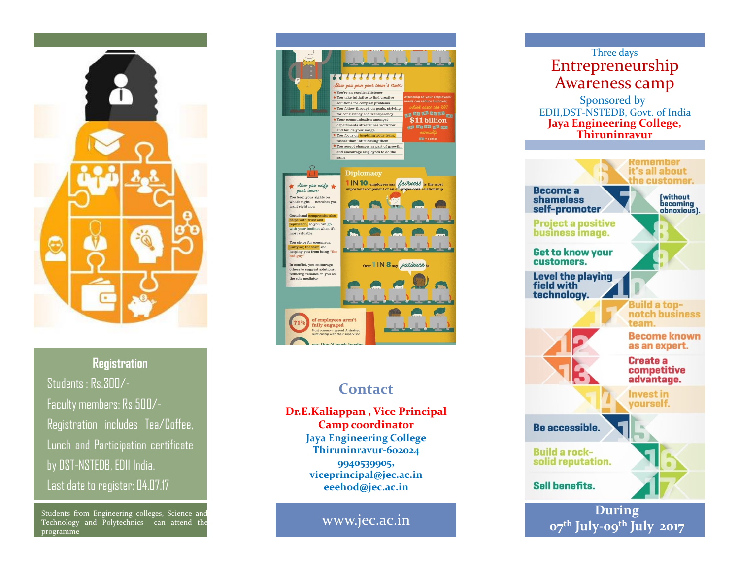## Registration

Students : Rs.300/-

Faculty members: Rs.500/-

Registration includes Tea/Coffee, Lunch and Participation certificate by DST-NSTEDB, EDII India.

Last date to register: 04.07.17

Students from Engineering colleges, Science and Technology and Polytechnics can attend the programme

## Contact

**Dr.E.Kaliappan , Vice Principal**
**Camp coordinator**
**Jaya Engineering College**
**Thiruninravur-602024**
**9940539905,**
**viceprincipal@jec.ac.in**
**eeehod@jec.ac.in**

www.jec.ac.in

Three days

# Entrepreneurship Awareness camp

Sponsored by
EDII,DST-NSTEDB, Govt. of India

**Jaya Engineering College, Thiruninravur**

**During**
**07th July-09th July 2017**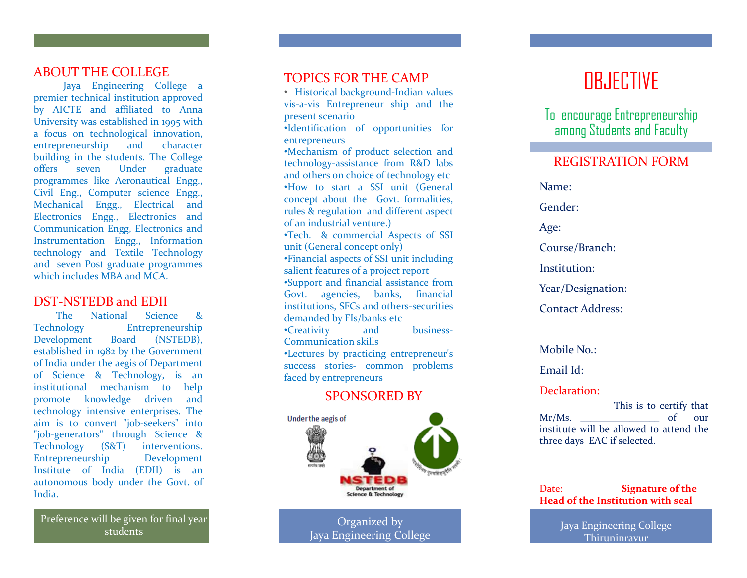## ABOUT THE COLLEGE

Jaya Engineering College a premier technical institution approved by AICTE and affiliated to Anna University was established in 1995 with a focus on technological innovation, entrepreneurship and character building in the students. The College offers seven Under graduate programmes like Aeronautical Engg., Civil Eng., Computer science Engg., Mechanical Engg., Electrical and Electronics Engg., Electronics and Communication Engg, Electronics and Instrumentation Engg., Information technology and Textile Technology and seven Post graduate programmes which includes MBA and MCA.

## DST-NSTEDB and EDII

The National Science & Technology Entrepreneurship Development Board (NSTEDB), established in 1982 by the Government of India under the aegis of Department of Science & Technology, is an institutional mechanism to help promote knowledge driven and technology intensive enterprises. The aim is to convert "job-seekers" into "job-generators" through Science & Technology (S&T) interventions. Entrepreneurship Development Institute of India (EDII) is an autonomous body under the Govt. of India.

Preference will be given for final year students

## TOPICS FOR THE CAMP

- Historical background-Indian values vis-a-vis Entrepreneur ship and the present scenario
- Identification of opportunities for entrepreneurs
- Mechanism of product selection and technology-assistance from R&D labs and others on choice of technology etc
- How to start a SSI unit (General concept about the Govt. formalities, rules & regulation and different aspect of an industrial venture.)
- Tech. & commercial Aspects of SSI unit (General concept only)
- Financial aspects of SSI unit including salient features of a project report
- Support and financial assistance from Govt. agencies, banks, financial institutions, SFCs and others-securities demanded by FIs/banks etc
- Creativity and business-Communication skills
- Lectures by practicing entrepreneur's success stories- common problems faced by entrepreneurs

## SPONSORED BY

Under the aegis of

NSTEDB
Department of Science & Technology

Organized by
Jaya Engineering College

# OBJECTIVE

To encourage Entrepreneurship among Students and Faculty

## REGISTRATION FORM

Name:

Gender:

Age:

Course/Branch:

Institution:

Year/Designation:

Contact Address:

Mobile No.:

Email Id:

**Declaration:**

This is to certify that Mr/Ms. _______________ of our institute will be allowed to attend the three days EAC if selected.

Date: **Signature of the Head of the Institution with seal**

Jaya Engineering College
Thiruninravur